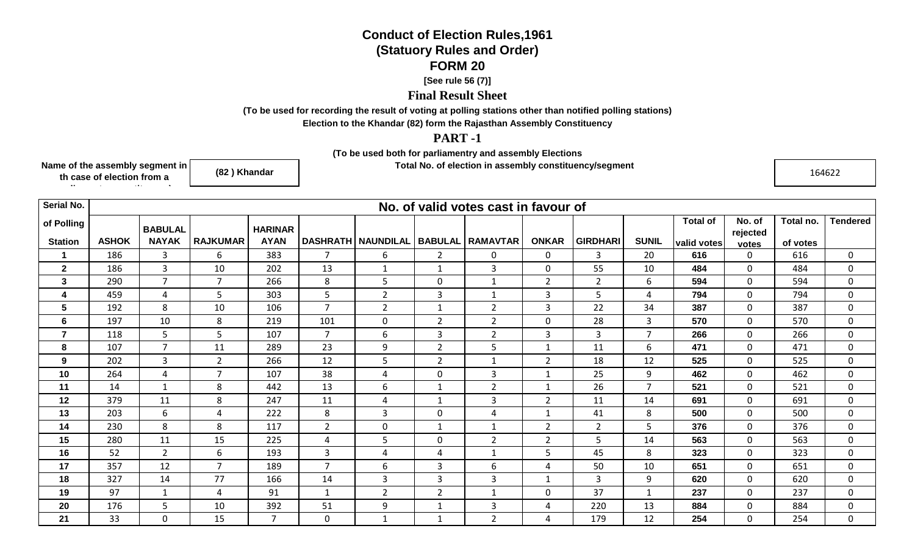# Conduct of Election Rules,1961

## (Statuory Rules and Order)

## FORM 20

**[See rule 56 (7)]**

**Final Result Sheet**

**(To be used for recording the result of voting at polling stations other than notified polling stations)**

**Election to the Khandar (82) form the Rajasthan Assembly Constituency**

## PART -1

**(To be used both for parliamentry and assembly Elections**

| Name of the assembly segment in th case of election from a | (82 ) Khandar | Total No. of election in assembly constituency/segment | 164622 |
|---|---|---|---|

| Serial No. of Polling Station | No. of valid votes cast in favour of | | | | | | | | | | | | | | |
|---|---|---|---|---|---|---|---|---|---|---|---|---|---|---|---|
| | ASHOK | BABULAL NAYAK | RAJKUMAR | HARINARAYAN | DASHRATH | NAUNDILAL | BABULAL | RAMAVTAR | ONKAR | GIRDHARI | SUNIL | Total of valid votes | No. of rejected votes | Total no. of votes | Tendered |
| **1** | 186 | 3 | 6 | 383 | 7 | 6 | 2 | 0 | 0 | 3 | 20 | **616** | 0 | 616 | 0 |
| **2** | 186 | 3 | 10 | 202 | 13 | 1 | 1 | 3 | 0 | 55 | 10 | **484** | 0 | 484 | 0 |
| **3** | 290 | 7 | 7 | 266 | 8 | 5 | 0 | 1 | 2 | 2 | 6 | **594** | 0 | 594 | 0 |
| **4** | 459 | 4 | 5 | 303 | 5 | 2 | 3 | 1 | 3 | 5 | 4 | **794** | 0 | 794 | 0 |
| **5** | 192 | 8 | 10 | 106 | 7 | 2 | 1 | 2 | 3 | 22 | 34 | **387** | 0 | 387 | 0 |
| **6** | 197 | 10 | 8 | 219 | 101 | 0 | 2 | 2 | 0 | 28 | 3 | **570** | 0 | 570 | 0 |
| **7** | 118 | 5 | 5 | 107 | 7 | 6 | 3 | 2 | 3 | 3 | 7 | **266** | 0 | 266 | 0 |
| **8** | 107 | 7 | 11 | 289 | 23 | 9 | 2 | 5 | 1 | 11 | 6 | **471** | 0 | 471 | 0 |
| **9** | 202 | 3 | 2 | 266 | 12 | 5 | 2 | 1 | 2 | 18 | 12 | **525** | 0 | 525 | 0 |
| **10** | 264 | 4 | 7 | 107 | 38 | 4 | 0 | 3 | 1 | 25 | 9 | **462** | 0 | 462 | 0 |
| **11** | 14 | 1 | 8 | 442 | 13 | 6 | 1 | 2 | 1 | 26 | 7 | **521** | 0 | 521 | 0 |
| **12** | 379 | 11 | 8 | 247 | 11 | 4 | 1 | 3 | 2 | 11 | 14 | **691** | 0 | 691 | 0 |
| **13** | 203 | 6 | 4 | 222 | 8 | 3 | 0 | 4 | 1 | 41 | 8 | **500** | 0 | 500 | 0 |
| **14** | 230 | 8 | 8 | 117 | 2 | 0 | 1 | 1 | 2 | 2 | 5 | **376** | 0 | 376 | 0 |
| **15** | 280 | 11 | 15 | 225 | 4 | 5 | 0 | 2 | 2 | 5 | 14 | **563** | 0 | 563 | 0 |
| **16** | 52 | 2 | 6 | 193 | 3 | 4 | 4 | 1 | 5 | 45 | 8 | **323** | 0 | 323 | 0 |
| **17** | 357 | 12 | 7 | 189 | 7 | 6 | 3 | 6 | 4 | 50 | 10 | **651** | 0 | 651 | 0 |
| **18** | 327 | 14 | 77 | 166 | 14 | 3 | 3 | 3 | 1 | 3 | 9 | **620** | 0 | 620 | 0 |
| **19** | 97 | 1 | 4 | 91 | 1 | 2 | 2 | 1 | 0 | 37 | 1 | **237** | 0 | 237 | 0 |
| **20** | 176 | 5 | 10 | 392 | 51 | 9 | 1 | 3 | 4 | 220 | 13 | **884** | 0 | 884 | 0 |
| **21** | 33 | 0 | 15 | 7 | 0 | 1 | 1 | 2 | 4 | 179 | 12 | **254** | 0 | 254 | 0 |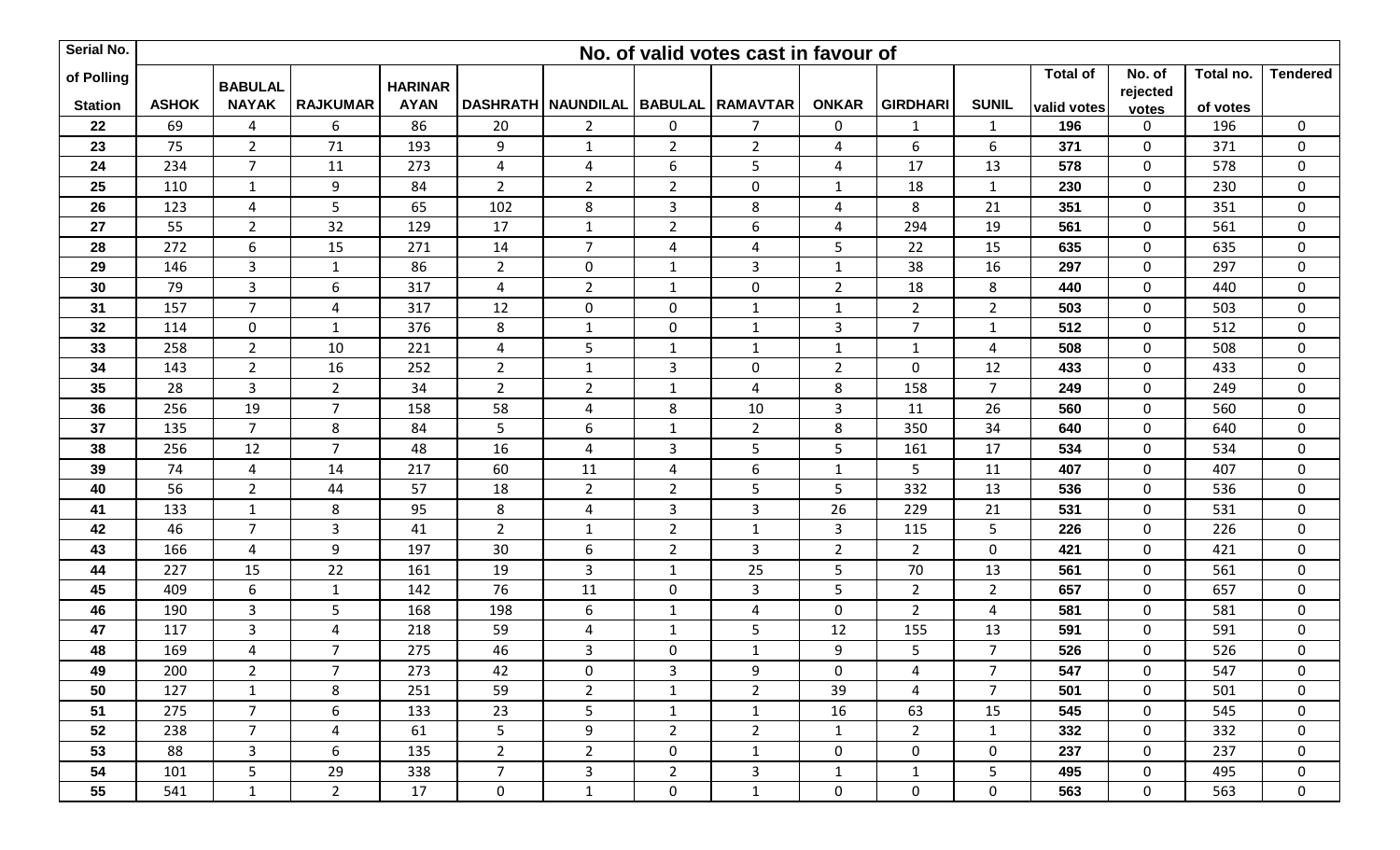| Serial No. of Polling Station | No. of valid votes cast in favour of | | | | | | | | | | | Total of valid votes | No. of rejected votes | Total no. of votes | Tendered |
|---|---|---|---|---|---|---|---|---|---|---|---|---|---|---|---|
| | ASHOK | BABULAL NAYAK | RAJKUMAR | HARINARAYAN | DASHRATH | NAUNDILAL | BABULAL | RAMAVTAR | ONKAR | GIRDHARI | SUNIL | | | | |
| 22 | 69 | 4 | 6 | 86 | 20 | 2 | 0 | 7 | 0 | 1 | 1 | 196 | 0 | 196 | 0 |
| 23 | 75 | 2 | 71 | 193 | 9 | 1 | 2 | 2 | 4 | 6 | 6 | 371 | 0 | 371 | 0 |
| 24 | 234 | 7 | 11 | 273 | 4 | 4 | 6 | 5 | 4 | 17 | 13 | 578 | 0 | 578 | 0 |
| 25 | 110 | 1 | 9 | 84 | 2 | 2 | 2 | 0 | 1 | 18 | 1 | 230 | 0 | 230 | 0 |
| 26 | 123 | 4 | 5 | 65 | 102 | 8 | 3 | 8 | 4 | 8 | 21 | 351 | 0 | 351 | 0 |
| 27 | 55 | 2 | 32 | 129 | 17 | 1 | 2 | 6 | 4 | 294 | 19 | 561 | 0 | 561 | 0 |
| 28 | 272 | 6 | 15 | 271 | 14 | 7 | 4 | 4 | 5 | 22 | 15 | 635 | 0 | 635 | 0 |
| 29 | 146 | 3 | 1 | 86 | 2 | 0 | 1 | 3 | 1 | 38 | 16 | 297 | 0 | 297 | 0 |
| 30 | 79 | 3 | 6 | 317 | 4 | 2 | 1 | 0 | 2 | 18 | 8 | 440 | 0 | 440 | 0 |
| 31 | 157 | 7 | 4 | 317 | 12 | 0 | 0 | 1 | 1 | 2 | 2 | 503 | 0 | 503 | 0 |
| 32 | 114 | 0 | 1 | 376 | 8 | 1 | 0 | 1 | 3 | 7 | 1 | 512 | 0 | 512 | 0 |
| 33 | 258 | 2 | 10 | 221 | 4 | 5 | 1 | 1 | 1 | 1 | 4 | 508 | 0 | 508 | 0 |
| 34 | 143 | 2 | 16 | 252 | 2 | 1 | 3 | 0 | 2 | 0 | 12 | 433 | 0 | 433 | 0 |
| 35 | 28 | 3 | 2 | 34 | 2 | 2 | 1 | 4 | 8 | 158 | 7 | 249 | 0 | 249 | 0 |
| 36 | 256 | 19 | 7 | 158 | 58 | 4 | 8 | 10 | 3 | 11 | 26 | 560 | 0 | 560 | 0 |
| 37 | 135 | 7 | 8 | 84 | 5 | 6 | 1 | 2 | 8 | 350 | 34 | 640 | 0 | 640 | 0 |
| 38 | 256 | 12 | 7 | 48 | 16 | 4 | 3 | 5 | 5 | 161 | 17 | 534 | 0 | 534 | 0 |
| 39 | 74 | 4 | 14 | 217 | 60 | 11 | 4 | 6 | 1 | 5 | 11 | 407 | 0 | 407 | 0 |
| 40 | 56 | 2 | 44 | 57 | 18 | 2 | 2 | 5 | 5 | 332 | 13 | 536 | 0 | 536 | 0 |
| 41 | 133 | 1 | 8 | 95 | 8 | 4 | 3 | 3 | 26 | 229 | 21 | 531 | 0 | 531 | 0 |
| 42 | 46 | 7 | 3 | 41 | 2 | 1 | 2 | 1 | 3 | 115 | 5 | 226 | 0 | 226 | 0 |
| 43 | 166 | 4 | 9 | 197 | 30 | 6 | 2 | 3 | 2 | 2 | 0 | 421 | 0 | 421 | 0 |
| 44 | 227 | 15 | 22 | 161 | 19 | 3 | 1 | 25 | 5 | 70 | 13 | 561 | 0 | 561 | 0 |
| 45 | 409 | 6 | 1 | 142 | 76 | 11 | 0 | 3 | 5 | 2 | 2 | 657 | 0 | 657 | 0 |
| 46 | 190 | 3 | 5 | 168 | 198 | 6 | 1 | 4 | 0 | 2 | 4 | 581 | 0 | 581 | 0 |
| 47 | 117 | 3 | 4 | 218 | 59 | 4 | 1 | 5 | 12 | 155 | 13 | 591 | 0 | 591 | 0 |
| 48 | 169 | 4 | 7 | 275 | 46 | 3 | 0 | 1 | 9 | 5 | 7 | 526 | 0 | 526 | 0 |
| 49 | 200 | 2 | 7 | 273 | 42 | 0 | 3 | 9 | 0 | 4 | 7 | 547 | 0 | 547 | 0 |
| 50 | 127 | 1 | 8 | 251 | 59 | 2 | 1 | 2 | 39 | 4 | 7 | 501 | 0 | 501 | 0 |
| 51 | 275 | 7 | 6 | 133 | 23 | 5 | 1 | 1 | 16 | 63 | 15 | 545 | 0 | 545 | 0 |
| 52 | 238 | 7 | 4 | 61 | 5 | 9 | 2 | 2 | 1 | 2 | 1 | 332 | 0 | 332 | 0 |
| 53 | 88 | 3 | 6 | 135 | 2 | 2 | 0 | 1 | 0 | 0 | 0 | 237 | 0 | 237 | 0 |
| 54 | 101 | 5 | 29 | 338 | 7 | 3 | 2 | 3 | 1 | 1 | 5 | 495 | 0 | 495 | 0 |
| 55 | 541 | 1 | 2 | 17 | 0 | 1 | 0 | 1 | 0 | 0 | 0 | 563 | 0 | 563 | 0 |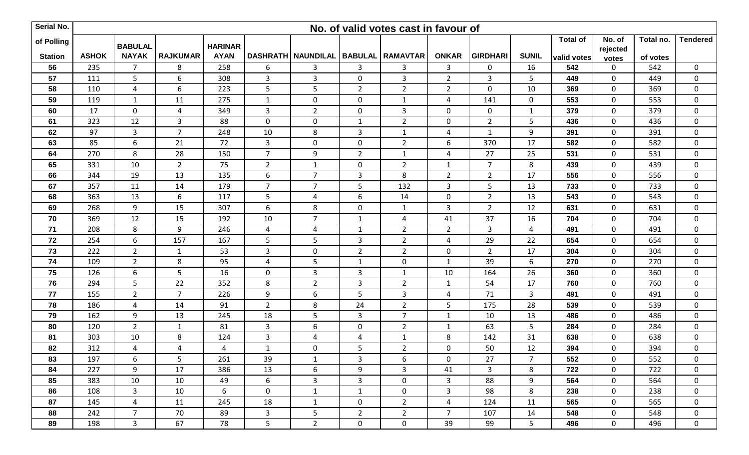| Serial No. of Polling Station | No. of valid votes cast in favour of | | | | | | | | | | | Total of valid votes | No. of rejected votes | Total no. of votes | Tendered |
|---|---|---|---|---|---|---|---|---|---|---|---|---|---|---|---|
| | ASHOK | BABULAL NAYAK | RAJKUMAR | HARINARAYAN | DASHRATH | NAUNDILAL | BABULAL | RAMAVTAR | ONKAR | GIRDHARI | SUNIL | | | | |
| 56 | 235 | 7 | 8 | 258 | 6 | 3 | 3 | 3 | 3 | 0 | 16 | 542 | 0 | 542 | 0 |
| 57 | 111 | 5 | 6 | 308 | 3 | 3 | 0 | 3 | 2 | 3 | 5 | 449 | 0 | 449 | 0 |
| 58 | 110 | 4 | 6 | 223 | 5 | 5 | 2 | 2 | 2 | 0 | 10 | 369 | 0 | 369 | 0 |
| 59 | 119 | 1 | 11 | 275 | 1 | 0 | 0 | 1 | 4 | 141 | 0 | 553 | 0 | 553 | 0 |
| 60 | 17 | 0 | 4 | 349 | 3 | 2 | 0 | 3 | 0 | 0 | 1 | 379 | 0 | 379 | 0 |
| 61 | 323 | 12 | 3 | 88 | 0 | 0 | 1 | 2 | 0 | 2 | 5 | 436 | 0 | 436 | 0 |
| 62 | 97 | 3 | 7 | 248 | 10 | 8 | 3 | 1 | 4 | 1 | 9 | 391 | 0 | 391 | 0 |
| 63 | 85 | 6 | 21 | 72 | 3 | 0 | 0 | 2 | 6 | 370 | 17 | 582 | 0 | 582 | 0 |
| 64 | 270 | 8 | 28 | 150 | 7 | 9 | 2 | 1 | 4 | 27 | 25 | 531 | 0 | 531 | 0 |
| 65 | 331 | 10 | 2 | 75 | 2 | 1 | 0 | 2 | 1 | 7 | 8 | 439 | 0 | 439 | 0 |
| 66 | 344 | 19 | 13 | 135 | 6 | 7 | 3 | 8 | 2 | 2 | 17 | 556 | 0 | 556 | 0 |
| 67 | 357 | 11 | 14 | 179 | 7 | 7 | 5 | 132 | 3 | 5 | 13 | 733 | 0 | 733 | 0 |
| 68 | 363 | 13 | 6 | 117 | 5 | 4 | 6 | 14 | 0 | 2 | 13 | 543 | 0 | 543 | 0 |
| 69 | 268 | 9 | 15 | 307 | 6 | 8 | 0 | 1 | 3 | 2 | 12 | 631 | 0 | 631 | 0 |
| 70 | 369 | 12 | 15 | 192 | 10 | 7 | 1 | 4 | 41 | 37 | 16 | 704 | 0 | 704 | 0 |
| 71 | 208 | 8 | 9 | 246 | 4 | 4 | 1 | 2 | 2 | 3 | 4 | 491 | 0 | 491 | 0 |
| 72 | 254 | 6 | 157 | 167 | 5 | 5 | 3 | 2 | 4 | 29 | 22 | 654 | 0 | 654 | 0 |
| 73 | 222 | 2 | 1 | 53 | 3 | 0 | 2 | 2 | 0 | 2 | 17 | 304 | 0 | 304 | 0 |
| 74 | 109 | 2 | 8 | 95 | 4 | 5 | 1 | 0 | 1 | 39 | 6 | 270 | 0 | 270 | 0 |
| 75 | 126 | 6 | 5 | 16 | 0 | 3 | 3 | 1 | 10 | 164 | 26 | 360 | 0 | 360 | 0 |
| 76 | 294 | 5 | 22 | 352 | 8 | 2 | 3 | 2 | 1 | 54 | 17 | 760 | 0 | 760 | 0 |
| 77 | 155 | 2 | 7 | 226 | 9 | 6 | 5 | 3 | 4 | 71 | 3 | 491 | 0 | 491 | 0 |
| 78 | 186 | 4 | 14 | 91 | 2 | 8 | 24 | 2 | 5 | 175 | 28 | 539 | 0 | 539 | 0 |
| 79 | 162 | 9 | 13 | 245 | 18 | 5 | 3 | 7 | 1 | 10 | 13 | 486 | 0 | 486 | 0 |
| 80 | 120 | 2 | 1 | 81 | 3 | 6 | 0 | 2 | 1 | 63 | 5 | 284 | 0 | 284 | 0 |
| 81 | 303 | 10 | 8 | 124 | 3 | 4 | 4 | 1 | 8 | 142 | 31 | 638 | 0 | 638 | 0 |
| 82 | 312 | 4 | 4 | 4 | 1 | 0 | 5 | 2 | 0 | 50 | 12 | 394 | 0 | 394 | 0 |
| 83 | 197 | 6 | 5 | 261 | 39 | 1 | 3 | 6 | 0 | 27 | 7 | 552 | 0 | 552 | 0 |
| 84 | 227 | 9 | 17 | 386 | 13 | 6 | 9 | 3 | 41 | 3 | 8 | 722 | 0 | 722 | 0 |
| 85 | 383 | 10 | 10 | 49 | 6 | 3 | 3 | 0 | 3 | 88 | 9 | 564 | 0 | 564 | 0 |
| 86 | 108 | 3 | 10 | 6 | 0 | 1 | 1 | 0 | 3 | 98 | 8 | 238 | 0 | 238 | 0 |
| 87 | 145 | 4 | 11 | 245 | 18 | 1 | 0 | 2 | 4 | 124 | 11 | 565 | 0 | 565 | 0 |
| 88 | 242 | 7 | 70 | 89 | 3 | 5 | 2 | 2 | 7 | 107 | 14 | 548 | 0 | 548 | 0 |
| 89 | 198 | 3 | 67 | 78 | 5 | 2 | 0 | 0 | 39 | 99 | 5 | 496 | 0 | 496 | 0 |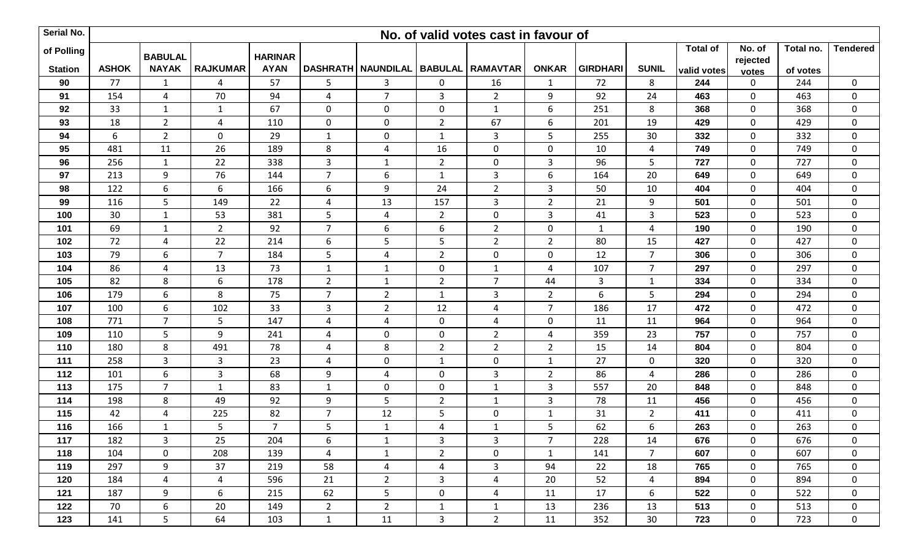| Serial No. of Polling Station | No. of valid votes cast in favour of | | | | | | | | | | | Total of valid votes | No. of rejected votes | Total no. of votes | Tendered |
|---|---|---|---|---|---|---|---|---|---|---|---|---|---|---|---|
| | ASHOK | BABULAL NAYAK | RAJKUMAR | HARINARAYAN | DASHRATH | NAUNDILAL | BABULAL | RAMAVTAR | ONKAR | GIRDHARI | SUNIL | | | | |
| 90 | 77 | 1 | 4 | 57 | 5 | 3 | 0 | 16 | 1 | 72 | 8 | 244 | 0 | 244 | 0 |
| 91 | 154 | 4 | 70 | 94 | 4 | 7 | 3 | 2 | 9 | 92 | 24 | 463 | 0 | 463 | 0 |
| 92 | 33 | 1 | 1 | 67 | 0 | 0 | 0 | 1 | 6 | 251 | 8 | 368 | 0 | 368 | 0 |
| 93 | 18 | 2 | 4 | 110 | 0 | 0 | 2 | 67 | 6 | 201 | 19 | 429 | 0 | 429 | 0 |
| 94 | 6 | 2 | 0 | 29 | 1 | 0 | 1 | 3 | 5 | 255 | 30 | 332 | 0 | 332 | 0 |
| 95 | 481 | 11 | 26 | 189 | 8 | 4 | 16 | 0 | 0 | 10 | 4 | 749 | 0 | 749 | 0 |
| 96 | 256 | 1 | 22 | 338 | 3 | 1 | 2 | 0 | 3 | 96 | 5 | 727 | 0 | 727 | 0 |
| 97 | 213 | 9 | 76 | 144 | 7 | 6 | 1 | 3 | 6 | 164 | 20 | 649 | 0 | 649 | 0 |
| 98 | 122 | 6 | 6 | 166 | 6 | 9 | 24 | 2 | 3 | 50 | 10 | 404 | 0 | 404 | 0 |
| 99 | 116 | 5 | 149 | 22 | 4 | 13 | 157 | 3 | 2 | 21 | 9 | 501 | 0 | 501 | 0 |
| 100 | 30 | 1 | 53 | 381 | 5 | 4 | 2 | 0 | 3 | 41 | 3 | 523 | 0 | 523 | 0 |
| 101 | 69 | 1 | 2 | 92 | 7 | 6 | 6 | 2 | 0 | 1 | 4 | 190 | 0 | 190 | 0 |
| 102 | 72 | 4 | 22 | 214 | 6 | 5 | 5 | 2 | 2 | 80 | 15 | 427 | 0 | 427 | 0 |
| 103 | 79 | 6 | 7 | 184 | 5 | 4 | 2 | 0 | 0 | 12 | 7 | 306 | 0 | 306 | 0 |
| 104 | 86 | 4 | 13 | 73 | 1 | 1 | 0 | 1 | 4 | 107 | 7 | 297 | 0 | 297 | 0 |
| 105 | 82 | 8 | 6 | 178 | 2 | 1 | 2 | 7 | 44 | 3 | 1 | 334 | 0 | 334 | 0 |
| 106 | 179 | 6 | 8 | 75 | 7 | 2 | 1 | 3 | 2 | 6 | 5 | 294 | 0 | 294 | 0 |
| 107 | 100 | 6 | 102 | 33 | 3 | 2 | 12 | 4 | 7 | 186 | 17 | 472 | 0 | 472 | 0 |
| 108 | 771 | 7 | 5 | 147 | 4 | 4 | 0 | 4 | 0 | 11 | 11 | 964 | 0 | 964 | 0 |
| 109 | 110 | 5 | 9 | 241 | 4 | 0 | 0 | 2 | 4 | 359 | 23 | 757 | 0 | 757 | 0 |
| 110 | 180 | 8 | 491 | 78 | 4 | 8 | 2 | 2 | 2 | 15 | 14 | 804 | 0 | 804 | 0 |
| 111 | 258 | 3 | 3 | 23 | 4 | 0 | 1 | 0 | 1 | 27 | 0 | 320 | 0 | 320 | 0 |
| 112 | 101 | 6 | 3 | 68 | 9 | 4 | 0 | 3 | 2 | 86 | 4 | 286 | 0 | 286 | 0 |
| 113 | 175 | 7 | 1 | 83 | 1 | 0 | 0 | 1 | 3 | 557 | 20 | 848 | 0 | 848 | 0 |
| 114 | 198 | 8 | 49 | 92 | 9 | 5 | 2 | 1 | 3 | 78 | 11 | 456 | 0 | 456 | 0 |
| 115 | 42 | 4 | 225 | 82 | 7 | 12 | 5 | 0 | 1 | 31 | 2 | 411 | 0 | 411 | 0 |
| 116 | 166 | 1 | 5 | 7 | 5 | 1 | 4 | 1 | 5 | 62 | 6 | 263 | 0 | 263 | 0 |
| 117 | 182 | 3 | 25 | 204 | 6 | 1 | 3 | 3 | 7 | 228 | 14 | 676 | 0 | 676 | 0 |
| 118 | 104 | 0 | 208 | 139 | 4 | 1 | 2 | 0 | 1 | 141 | 7 | 607 | 0 | 607 | 0 |
| 119 | 297 | 9 | 37 | 219 | 58 | 4 | 4 | 3 | 94 | 22 | 18 | 765 | 0 | 765 | 0 |
| 120 | 184 | 4 | 4 | 596 | 21 | 2 | 3 | 4 | 20 | 52 | 4 | 894 | 0 | 894 | 0 |
| 121 | 187 | 9 | 6 | 215 | 62 | 5 | 0 | 4 | 11 | 17 | 6 | 522 | 0 | 522 | 0 |
| 122 | 70 | 6 | 20 | 149 | 2 | 2 | 1 | 1 | 13 | 236 | 13 | 513 | 0 | 513 | 0 |
| 123 | 141 | 5 | 64 | 103 | 1 | 11 | 3 | 2 | 11 | 352 | 30 | 723 | 0 | 723 | 0 |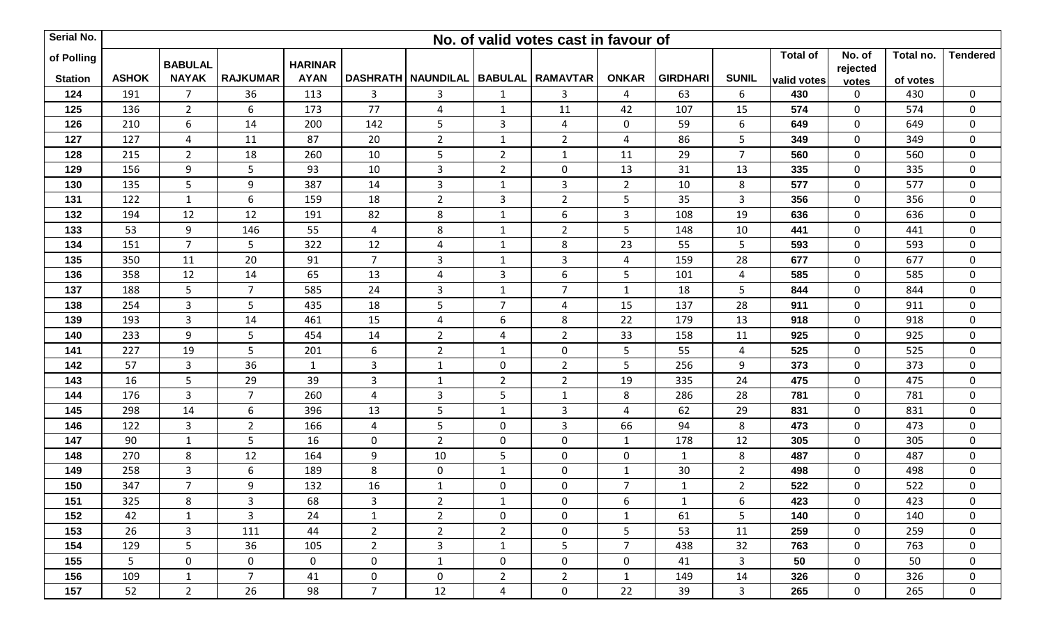| Serial No. of Polling Station | No. of valid votes cast in favour of | | | | | | | | | | | Total of valid votes | No. of rejected votes | Total no. of votes | Tendered |
|---|---|---|---|---|---|---|---|---|---|---|---|---|---|---|---|
| | ASHOK | BABULAL NAYAK | RAJKUMAR | HARINARAYAN | DASHRATH | NAUNDILAL | BABULAL | RAMAVTAR | ONKAR | GIRDHARI | SUNIL | | | | |
| 124 | 191 | 7 | 36 | 113 | 3 | 3 | 1 | 3 | 4 | 63 | 6 | 430 | 0 | 430 | 0 |
| 125 | 136 | 2 | 6 | 173 | 77 | 4 | 1 | 11 | 42 | 107 | 15 | 574 | 0 | 574 | 0 |
| 126 | 210 | 6 | 14 | 200 | 142 | 5 | 3 | 4 | 0 | 59 | 6 | 649 | 0 | 649 | 0 |
| 127 | 127 | 4 | 11 | 87 | 20 | 2 | 1 | 2 | 4 | 86 | 5 | 349 | 0 | 349 | 0 |
| 128 | 215 | 2 | 18 | 260 | 10 | 5 | 2 | 1 | 11 | 29 | 7 | 560 | 0 | 560 | 0 |
| 129 | 156 | 9 | 5 | 93 | 10 | 3 | 2 | 0 | 13 | 31 | 13 | 335 | 0 | 335 | 0 |
| 130 | 135 | 5 | 9 | 387 | 14 | 3 | 1 | 3 | 2 | 10 | 8 | 577 | 0 | 577 | 0 |
| 131 | 122 | 1 | 6 | 159 | 18 | 2 | 3 | 2 | 5 | 35 | 3 | 356 | 0 | 356 | 0 |
| 132 | 194 | 12 | 12 | 191 | 82 | 8 | 1 | 6 | 3 | 108 | 19 | 636 | 0 | 636 | 0 |
| 133 | 53 | 9 | 146 | 55 | 4 | 8 | 1 | 2 | 5 | 148 | 10 | 441 | 0 | 441 | 0 |
| 134 | 151 | 7 | 5 | 322 | 12 | 4 | 1 | 8 | 23 | 55 | 5 | 593 | 0 | 593 | 0 |
| 135 | 350 | 11 | 20 | 91 | 7 | 3 | 1 | 3 | 4 | 159 | 28 | 677 | 0 | 677 | 0 |
| 136 | 358 | 12 | 14 | 65 | 13 | 4 | 3 | 6 | 5 | 101 | 4 | 585 | 0 | 585 | 0 |
| 137 | 188 | 5 | 7 | 585 | 24 | 3 | 1 | 7 | 1 | 18 | 5 | 844 | 0 | 844 | 0 |
| 138 | 254 | 3 | 5 | 435 | 18 | 5 | 7 | 4 | 15 | 137 | 28 | 911 | 0 | 911 | 0 |
| 139 | 193 | 3 | 14 | 461 | 15 | 4 | 6 | 8 | 22 | 179 | 13 | 918 | 0 | 918 | 0 |
| 140 | 233 | 9 | 5 | 454 | 14 | 2 | 4 | 2 | 33 | 158 | 11 | 925 | 0 | 925 | 0 |
| 141 | 227 | 19 | 5 | 201 | 6 | 2 | 1 | 0 | 5 | 55 | 4 | 525 | 0 | 525 | 0 |
| 142 | 57 | 3 | 36 | 1 | 3 | 1 | 0 | 2 | 5 | 256 | 9 | 373 | 0 | 373 | 0 |
| 143 | 16 | 5 | 29 | 39 | 3 | 1 | 2 | 2 | 19 | 335 | 24 | 475 | 0 | 475 | 0 |
| 144 | 176 | 3 | 7 | 260 | 4 | 3 | 5 | 1 | 8 | 286 | 28 | 781 | 0 | 781 | 0 |
| 145 | 298 | 14 | 6 | 396 | 13 | 5 | 1 | 3 | 4 | 62 | 29 | 831 | 0 | 831 | 0 |
| 146 | 122 | 3 | 2 | 166 | 4 | 5 | 0 | 3 | 66 | 94 | 8 | 473 | 0 | 473 | 0 |
| 147 | 90 | 1 | 5 | 16 | 0 | 2 | 0 | 0 | 1 | 178 | 12 | 305 | 0 | 305 | 0 |
| 148 | 270 | 8 | 12 | 164 | 9 | 10 | 5 | 0 | 0 | 1 | 8 | 487 | 0 | 487 | 0 |
| 149 | 258 | 3 | 6 | 189 | 8 | 0 | 1 | 0 | 1 | 30 | 2 | 498 | 0 | 498 | 0 |
| 150 | 347 | 7 | 9 | 132 | 16 | 1 | 0 | 0 | 7 | 1 | 2 | 522 | 0 | 522 | 0 |
| 151 | 325 | 8 | 3 | 68 | 3 | 2 | 1 | 0 | 6 | 1 | 6 | 423 | 0 | 423 | 0 |
| 152 | 42 | 1 | 3 | 24 | 1 | 2 | 0 | 0 | 1 | 61 | 5 | 140 | 0 | 140 | 0 |
| 153 | 26 | 3 | 111 | 44 | 2 | 2 | 2 | 0 | 5 | 53 | 11 | 259 | 0 | 259 | 0 |
| 154 | 129 | 5 | 36 | 105 | 2 | 3 | 1 | 5 | 7 | 438 | 32 | 763 | 0 | 763 | 0 |
| 155 | 5 | 0 | 0 | 0 | 0 | 1 | 0 | 0 | 0 | 41 | 3 | 50 | 0 | 50 | 0 |
| 156 | 109 | 1 | 7 | 41 | 0 | 0 | 2 | 2 | 1 | 149 | 14 | 326 | 0 | 326 | 0 |
| 157 | 52 | 2 | 26 | 98 | 7 | 12 | 4 | 0 | 22 | 39 | 3 | 265 | 0 | 265 | 0 |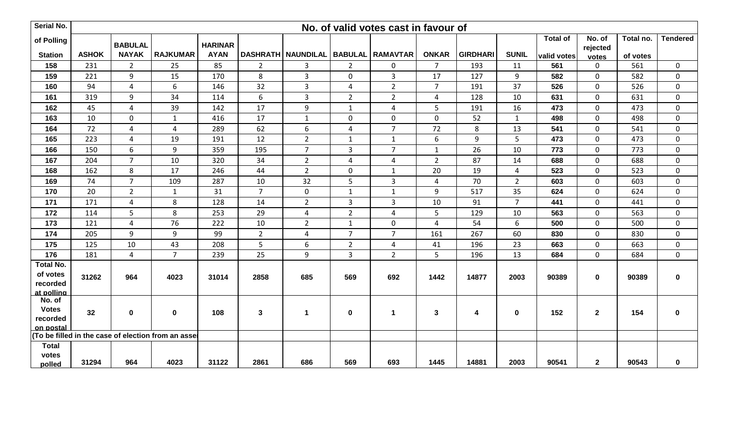| Serial No. of Polling Station | No. of valid votes cast in favour of | | | | | | | | | | | | | | |
|---|---|---|---|---|---|---|---|---|---|---|---|---|---|---|---|
| | ASHOK | BABULAL NAYAK | RAJKUMAR | HARINARAYAN | DASHRATH | NAUNDILAL | BABULAL | RAMAVTAR | ONKAR | GIRDHARI | SUNIL | Total of valid votes | No. of rejected votes | Total no. of votes | Tendered |
| 158 | 231 | 2 | 25 | 85 | 2 | 3 | 2 | 0 | 7 | 193 | 11 | 561 | 0 | 561 | 0 |
| 159 | 221 | 9 | 15 | 170 | 8 | 3 | 0 | 3 | 17 | 127 | 9 | 582 | 0 | 582 | 0 |
| 160 | 94 | 4 | 6 | 146 | 32 | 3 | 4 | 2 | 7 | 191 | 37 | 526 | 0 | 526 | 0 |
| 161 | 319 | 9 | 34 | 114 | 6 | 3 | 2 | 2 | 4 | 128 | 10 | 631 | 0 | 631 | 0 |
| 162 | 45 | 4 | 39 | 142 | 17 | 9 | 1 | 4 | 5 | 191 | 16 | 473 | 0 | 473 | 0 |
| 163 | 10 | 0 | 1 | 416 | 17 | 1 | 0 | 0 | 0 | 52 | 1 | 498 | 0 | 498 | 0 |
| 164 | 72 | 4 | 4 | 289 | 62 | 6 | 4 | 7 | 72 | 8 | 13 | 541 | 0 | 541 | 0 |
| 165 | 223 | 4 | 19 | 191 | 12 | 2 | 1 | 1 | 6 | 9 | 5 | 473 | 0 | 473 | 0 |
| 166 | 150 | 6 | 9 | 359 | 195 | 7 | 3 | 7 | 1 | 26 | 10 | 773 | 0 | 773 | 0 |
| 167 | 204 | 7 | 10 | 320 | 34 | 2 | 4 | 4 | 2 | 87 | 14 | 688 | 0 | 688 | 0 |
| 168 | 162 | 8 | 17 | 246 | 44 | 2 | 0 | 1 | 20 | 19 | 4 | 523 | 0 | 523 | 0 |
| 169 | 74 | 7 | 109 | 287 | 10 | 32 | 5 | 3 | 4 | 70 | 2 | 603 | 0 | 603 | 0 |
| 170 | 20 | 2 | 1 | 31 | 7 | 0 | 1 | 1 | 9 | 517 | 35 | 624 | 0 | 624 | 0 |
| 171 | 171 | 4 | 8 | 128 | 14 | 2 | 3 | 3 | 10 | 91 | 7 | 441 | 0 | 441 | 0 |
| 172 | 114 | 5 | 8 | 253 | 29 | 4 | 2 | 4 | 5 | 129 | 10 | 563 | 0 | 563 | 0 |
| 173 | 121 | 4 | 76 | 222 | 10 | 2 | 1 | 0 | 4 | 54 | 6 | 500 | 0 | 500 | 0 |
| 174 | 205 | 9 | 9 | 99 | 2 | 4 | 7 | 7 | 161 | 267 | 60 | 830 | 0 | 830 | 0 |
| 175 | 125 | 10 | 43 | 208 | 5 | 6 | 2 | 4 | 41 | 196 | 23 | 663 | 0 | 663 | 0 |
| 176 | 181 | 4 | 7 | 239 | 25 | 9 | 3 | 2 | 5 | 196 | 13 | 684 | 0 | 684 | 0 |
| Total No. of votes recorded at polling | 31262 | 964 | 4023 | 31014 | 2858 | 685 | 569 | 692 | 1442 | 14877 | 2003 | 90389 | 0 | 90389 | 0 |
| No. of Votes recorded on postal | 32 | 0 | 0 | 108 | 3 | 1 | 0 | 1 | 3 | 4 | 0 | 152 | 2 | 154 | 0 |
| (To be filled in the case of election from an asse | | | | | | | | | | | | | | | |
| Total votes polled | 31294 | 964 | 4023 | 31122 | 2861 | 686 | 569 | 693 | 1445 | 14881 | 2003 | 90541 | 2 | 90543 | 0 |